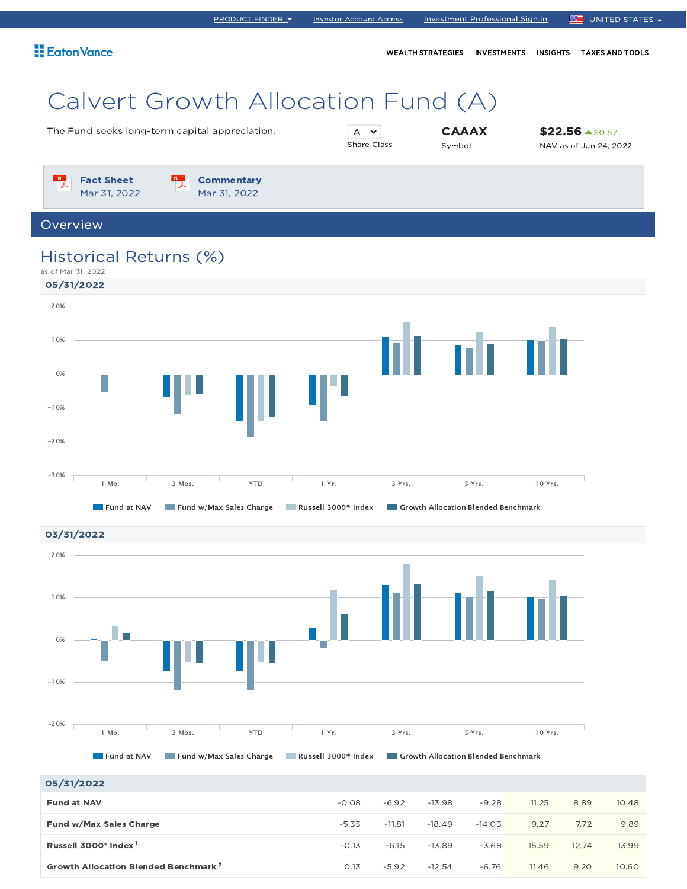PRODUCT FINDER | Investor Account Access | Investment Professional Sign In | UNITED STATES

Eaton Vance

WEALTH STRATEGIES | INVESTMENTS | INSIGHTS | TAXES AND TOOLS

# Calvert Growth Allocation Fund (A)

The Fund seeks long-term capital appreciation.

A
Share Class

**CAAAX**
Symbol

**$22.56** ▲$0.57
NAV as of Jun 24, 2022

**Fact Sheet**
Mar 31, 2022

**Commentary**
Mar 31, 2022

## Overview

### Historical Returns (%)

as of Mar 31, 2022

**05/31/2022**

Legend: Fund at NAV, Fund w/Max Sales Charge, Russell 3000® Index, Growth Allocation Blended Benchmark

Periods: 1 Mo., 3 Mos., YTD, 1 Yr., 3 Yrs., 5 Yrs., 10 Yrs.

**03/31/2022**

Legend: Fund at NAV, Fund w/Max Sales Charge, Russell 3000® Index, Growth Allocation Blended Benchmark

Periods: 1 Mo., 3 Mos., YTD, 1 Yr., 3 Yrs., 5 Yrs., 10 Yrs.

| 05/31/2022 | | | | | | | |
|---|---|---|---|---|---|---|---|
| **Fund at NAV** | -0.08 | -6.92 | -13.98 | -9.28 | 11.25 | 8.89 | 10.48 |
| **Fund w/Max Sales Charge** | -5.33 | -11.81 | -18.49 | -14.03 | 9.27 | 7.72 | 9.89 |
| **Russell 3000® Index** [1] | -0.13 | -6.15 | -13.89 | -3.68 | 15.59 | 12.74 | 13.99 |
| **Growth Allocation Blended Benchmark** [2] | 0.13 | -5.92 | -12.54 | -6.76 | 11.46 | 9.20 | 10.60 |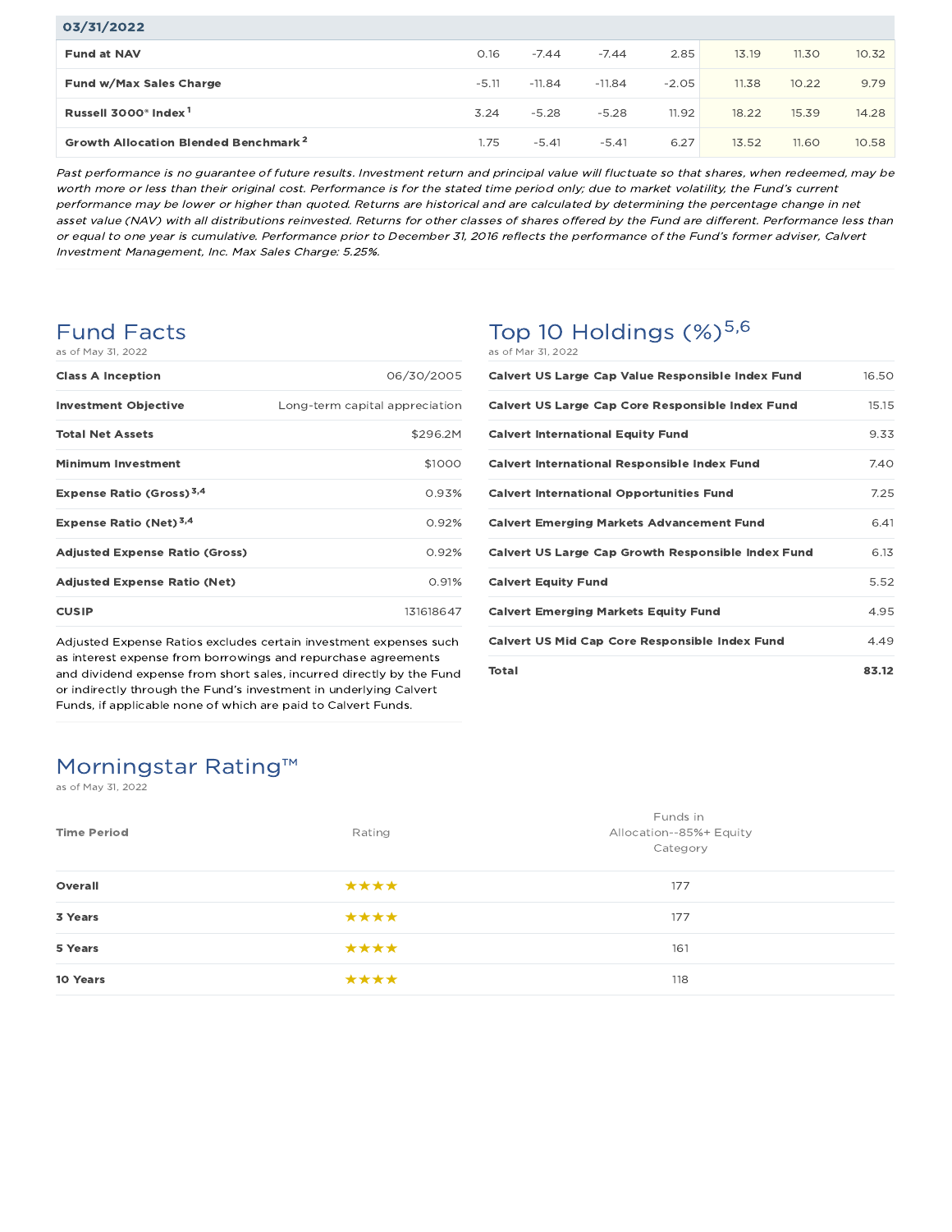| 03/31/2022 | | | | | | | |
|---|---|---|---|---|---|---|---|
| **Fund at NAV** | 0.16 | -7.44 | -7.44 | 2.85 | 13.19 | 11.30 | 10.32 |
| **Fund w/Max Sales Charge** | -5.11 | -11.84 | -11.84 | -2.05 | 11.38 | 10.22 | 9.79 |
| **Russell 3000® Index** [1] | 3.24 | -5.28 | -5.28 | 11.92 | 18.22 | 15.39 | 14.28 |
| **Growth Allocation Blended Benchmark** [2] | 1.75 | -5.41 | -5.41 | 6.27 | 13.52 | 11.60 | 10.58 |

*Past performance is no guarantee of future results. Investment return and principal value will fluctuate so that shares, when redeemed, may be worth more or less than their original cost. Performance is for the stated time period only; due to market volatility, the Fund's current performance may be lower or higher than quoted. Returns are historical and are calculated by determining the percentage change in net asset value (NAV) with all distributions reinvested. Returns for other classes of shares offered by the Fund are different. Performance less than or equal to one year is cumulative. Performance prior to December 31, 2016 reflects the performance of the Fund's former adviser, Calvert Investment Management, Inc. Max Sales Charge: 5.25%.*

## Fund Facts

as of May 31, 2022

| | |
|---|---|
| **Class A Inception** | 06/30/2005 |
| **Investment Objective** | Long-term capital appreciation |
| **Total Net Assets** | $296.2M |
| **Minimum Investment** | $1000 |
| **Expense Ratio (Gross)** [3,4] | 0.93% |
| **Expense Ratio (Net)** [3,4] | 0.92% |
| **Adjusted Expense Ratio (Gross)** | 0.92% |
| **Adjusted Expense Ratio (Net)** | 0.91% |
| **CUSIP** | 131618647 |

Adjusted Expense Ratios excludes certain investment expenses such as interest expense from borrowings and repurchase agreements and dividend expense from short sales, incurred directly by the Fund or indirectly through the Fund's investment in underlying Calvert Funds, if applicable none of which are paid to Calvert Funds.

## Top 10 Holdings (%)[5,6]

as of Mar 31, 2022

| | |
|---|---|
| **Calvert US Large Cap Value Responsible Index Fund** | 16.50 |
| **Calvert US Large Cap Core Responsible Index Fund** | 15.15 |
| **Calvert International Equity Fund** | 9.33 |
| **Calvert International Responsible Index Fund** | 7.40 |
| **Calvert International Opportunities Fund** | 7.25 |
| **Calvert Emerging Markets Advancement Fund** | 6.41 |
| **Calvert US Large Cap Growth Responsible Index Fund** | 6.13 |
| **Calvert Equity Fund** | 5.52 |
| **Calvert Emerging Markets Equity Fund** | 4.95 |
| **Calvert US Mid Cap Core Responsible Index Fund** | 4.49 |
| **Total** | **83.12** |

## Morningstar Rating™

as of May 31, 2022

| Time Period | Rating | Funds in Allocation--85%+ Equity Category |
|---|---|---|
| **Overall** | ★★★★ | 177 |
| **3 Years** | ★★★★ | 177 |
| **5 Years** | ★★★★ | 161 |
| **10 Years** | ★★★★ | 118 |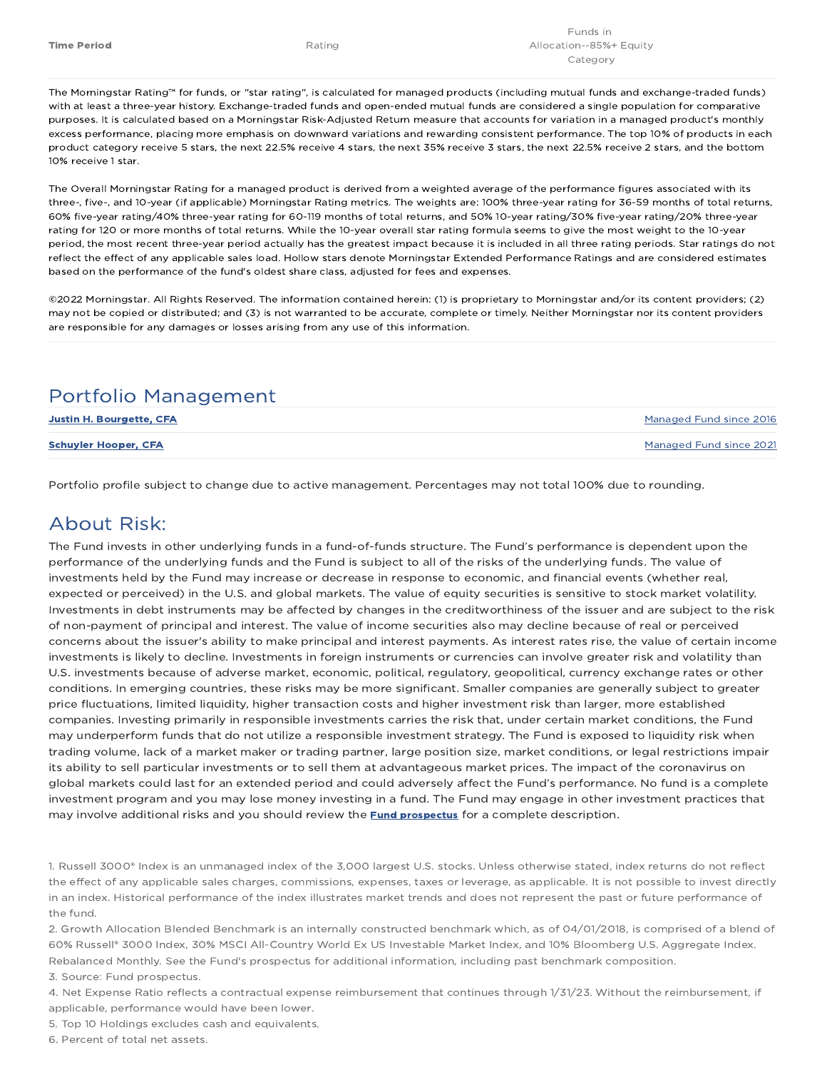| Time Period | Rating | Funds in Allocation--85%+ Equity Category |
| --- | --- | --- |

The Morningstar Rating™ for funds, or "star rating", is calculated for managed products (including mutual funds and exchange-traded funds) with at least a three-year history. Exchange-traded funds and open-ended mutual funds are considered a single population for comparative purposes. It is calculated based on a Morningstar Risk-Adjusted Return measure that accounts for variation in a managed product's monthly excess performance, placing more emphasis on downward variations and rewarding consistent performance. The top 10% of products in each product category receive 5 stars, the next 22.5% receive 4 stars, the next 35% receive 3 stars, the next 22.5% receive 2 stars, and the bottom 10% receive 1 star.

The Overall Morningstar Rating for a managed product is derived from a weighted average of the performance figures associated with its three-, five-, and 10-year (if applicable) Morningstar Rating metrics. The weights are: 100% three-year rating for 36-59 months of total returns, 60% five-year rating/40% three-year rating for 60-119 months of total returns, and 50% 10-year rating/30% five-year rating/20% three-year rating for 120 or more months of total returns. While the 10-year overall star rating formula seems to give the most weight to the 10-year period, the most recent three-year period actually has the greatest impact because it is included in all three rating periods. Star ratings do not reflect the effect of any applicable sales load. Hollow stars denote Morningstar Extended Performance Ratings and are considered estimates based on the performance of the fund's oldest share class, adjusted for fees and expenses.

©2022 Morningstar. All Rights Reserved. The information contained herein: (1) is proprietary to Morningstar and/or its content providers; (2) may not be copied or distributed; and (3) is not warranted to be accurate, complete or timely. Neither Morningstar nor its content providers are responsible for any damages or losses arising from any use of this information.

## Portfolio Management

| | |
| --- | --- |
| **Justin H. Bourgette, CFA** | Managed Fund since 2016 |
| **Schuyler Hooper, CFA** | Managed Fund since 2021 |

Portfolio profile subject to change due to active management. Percentages may not total 100% due to rounding.

## About Risk:

The Fund invests in other underlying funds in a fund-of-funds structure. The Fund's performance is dependent upon the performance of the underlying funds and the Fund is subject to all of the risks of the underlying funds. The value of investments held by the Fund may increase or decrease in response to economic, and financial events (whether real, expected or perceived) in the U.S. and global markets. The value of equity securities is sensitive to stock market volatility. Investments in debt instruments may be affected by changes in the creditworthiness of the issuer and are subject to the risk of non-payment of principal and interest. The value of income securities also may decline because of real or perceived concerns about the issuer's ability to make principal and interest payments. As interest rates rise, the value of certain income investments is likely to decline. Investments in foreign instruments or currencies can involve greater risk and volatility than U.S. investments because of adverse market, economic, political, regulatory, geopolitical, currency exchange rates or other conditions. In emerging countries, these risks may be more significant. Smaller companies are generally subject to greater price fluctuations, limited liquidity, higher transaction costs and higher investment risk than larger, more established companies. Investing primarily in responsible investments carries the risk that, under certain market conditions, the Fund may underperform funds that do not utilize a responsible investment strategy. The Fund is exposed to liquidity risk when trading volume, lack of a market maker or trading partner, large position size, market conditions, or legal restrictions impair its ability to sell particular investments or to sell them at advantageous market prices. The impact of the coronavirus on global markets could last for an extended period and could adversely affect the Fund's performance. No fund is a complete investment program and you may lose money investing in a fund. The Fund may engage in other investment practices that may involve additional risks and you should review the **Fund prospectus** for a complete description.

1. Russell 3000® Index is an unmanaged index of the 3,000 largest U.S. stocks. Unless otherwise stated, index returns do not reflect the effect of any applicable sales charges, commissions, expenses, taxes or leverage, as applicable. It is not possible to invest directly in an index. Historical performance of the index illustrates market trends and does not represent the past or future performance of the fund.
2. Growth Allocation Blended Benchmark is an internally constructed benchmark which, as of 04/01/2018, is comprised of a blend of 60% Russell® 3000 Index, 30% MSCI All-Country World Ex US Investable Market Index, and 10% Bloomberg U.S. Aggregate Index. Rebalanced Monthly. See the Fund's prospectus for additional information, including past benchmark composition.
3. Source: Fund prospectus.
4. Net Expense Ratio reflects a contractual expense reimbursement that continues through 1/31/23. Without the reimbursement, if applicable, performance would have been lower.
5. Top 10 Holdings excludes cash and equivalents.
6. Percent of total net assets.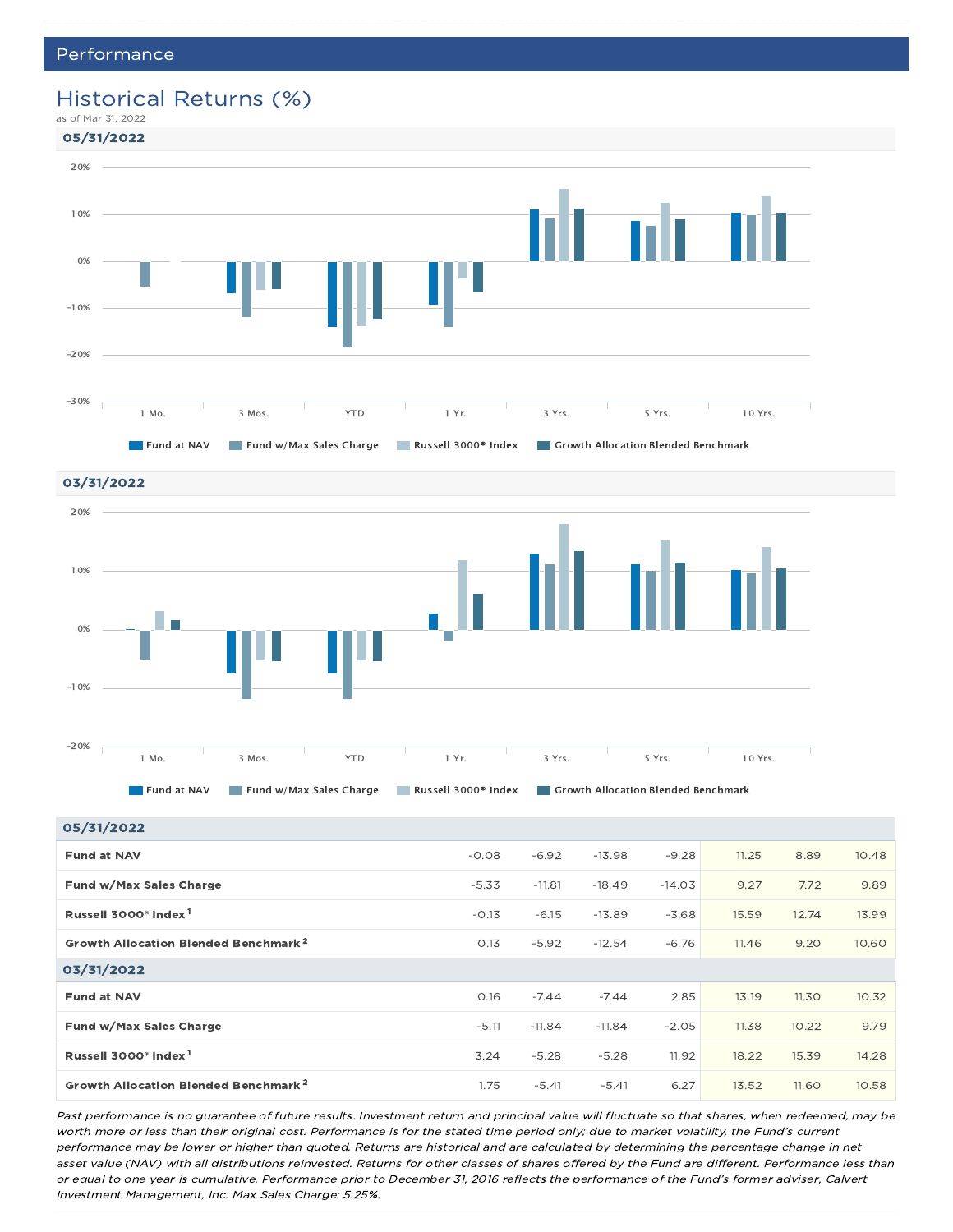## Performance

# Historical Returns (%)

as of Mar 31, 2022

### 05/31/2022

20%
10%
0%
−10%
−20%
−30%

1 Mo. | 3 Mos. | YTD | 1 Yr. | 3 Yrs. | 5 Yrs. | 10 Yrs.

Fund at NAV | Fund w/Max Sales Charge | Russell 3000® Index | Growth Allocation Blended Benchmark

### 03/31/2022

20%
10%
0%
−10%
−20%

1 Mo. | 3 Mos. | YTD | 1 Yr. | 3 Yrs. | 5 Yrs. | 10 Yrs.

Fund at NAV | Fund w/Max Sales Charge | Russell 3000® Index | Growth Allocation Blended Benchmark

| 05/31/2022 | | | | | | | |
|---|---|---|---|---|---|---|---|
| **Fund at NAV** | -0.08 | -6.92 | -13.98 | -9.28 | 11.25 | 8.89 | 10.48 |
| **Fund w/Max Sales Charge** | -5.33 | -11.81 | -18.49 | -14.03 | 9.27 | 7.72 | 9.89 |
| **Russell 3000® Index** [1] | -0.13 | -6.15 | -13.89 | -3.68 | 15.59 | 12.74 | 13.99 |
| **Growth Allocation Blended Benchmark** [2] | 0.13 | -5.92 | -12.54 | -6.76 | 11.46 | 9.20 | 10.60 |
| **03/31/2022** | | | | | | | |
| **Fund at NAV** | 0.16 | -7.44 | -7.44 | 2.85 | 13.19 | 11.30 | 10.32 |
| **Fund w/Max Sales Charge** | -5.11 | -11.84 | -11.84 | -2.05 | 11.38 | 10.22 | 9.79 |
| **Russell 3000® Index** [1] | 3.24 | -5.28 | -5.28 | 11.92 | 18.22 | 15.39 | 14.28 |
| **Growth Allocation Blended Benchmark** [2] | 1.75 | -5.41 | -5.41 | 6.27 | 13.52 | 11.60 | 10.58 |

*Past performance is no guarantee of future results. Investment return and principal value will fluctuate so that shares, when redeemed, may be worth more or less than their original cost. Performance is for the stated time period only; due to market volatility, the Fund's current performance may be lower or higher than quoted. Returns are historical and are calculated by determining the percentage change in net asset value (NAV) with all distributions reinvested. Returns for other classes of shares offered by the Fund are different. Performance less than or equal to one year is cumulative. Performance prior to December 31, 2016 reflects the performance of the Fund's former adviser, Calvert Investment Management, Inc. Max Sales Charge: 5.25%.*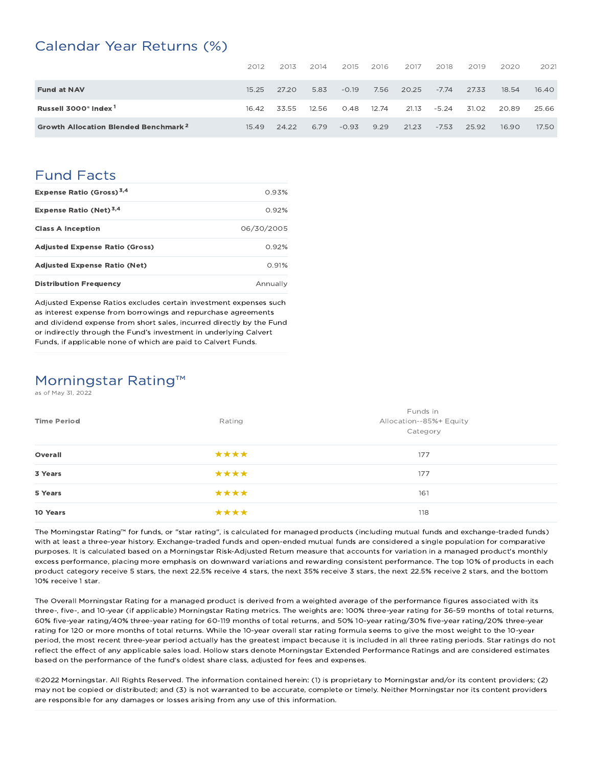## Calendar Year Returns (%)

| | 2012 | 2013 | 2014 | 2015 | 2016 | 2017 | 2018 | 2019 | 2020 | 2021 |
|---|---|---|---|---|---|---|---|---|---|---|
| **Fund at NAV** | 15.25 | 27.20 | 5.83 | -0.19 | 7.56 | 20.25 | -7.74 | 27.33 | 18.54 | 16.40 |
| **Russell 3000® Index** [1] | 16.42 | 33.55 | 12.56 | 0.48 | 12.74 | 21.13 | -5.24 | 31.02 | 20.89 | 25.66 |
| **Growth Allocation Blended Benchmark** [2] | 15.49 | 24.22 | 6.79 | -0.93 | 9.29 | 21.23 | -7.53 | 25.92 | 16.90 | 17.50 |

## Fund Facts

| | |
|---|---|
| **Expense Ratio (Gross)** [3,4] | 0.93% |
| **Expense Ratio (Net)** [3,4] | 0.92% |
| **Class A Inception** | 06/30/2005 |
| **Adjusted Expense Ratio (Gross)** | 0.92% |
| **Adjusted Expense Ratio (Net)** | 0.91% |
| **Distribution Frequency** | Annually |

Adjusted Expense Ratios excludes certain investment expenses such as interest expense from borrowings and repurchase agreements and dividend expense from short sales, incurred directly by the Fund or indirectly through the Fund's investment in underlying Calvert Funds, if applicable none of which are paid to Calvert Funds.

## Morningstar Rating™

as of May 31, 2022

| Time Period | Rating | Funds in Allocation--85%+ Equity Category |
|---|---|---|
| **Overall** | ★★★★ | 177 |
| **3 Years** | ★★★★ | 177 |
| **5 Years** | ★★★★ | 161 |
| **10 Years** | ★★★★ | 118 |

The Morningstar Rating™ for funds, or "star rating", is calculated for managed products (including mutual funds and exchange-traded funds) with at least a three-year history. Exchange-traded funds and open-ended mutual funds are considered a single population for comparative purposes. It is calculated based on a Morningstar Risk-Adjusted Return measure that accounts for variation in a managed product's monthly excess performance, placing more emphasis on downward variations and rewarding consistent performance. The top 10% of products in each product category receive 5 stars, the next 22.5% receive 4 stars, the next 35% receive 3 stars, the next 22.5% receive 2 stars, and the bottom 10% receive 1 star.

The Overall Morningstar Rating for a managed product is derived from a weighted average of the performance figures associated with its three-, five-, and 10-year (if applicable) Morningstar Rating metrics. The weights are: 100% three-year rating for 36-59 months of total returns, 60% five-year rating/40% three-year rating for 60-119 months of total returns, and 50% 10-year rating/30% five-year rating/20% three-year rating for 120 or more months of total returns. While the 10-year overall star rating formula seems to give the most weight to the 10-year period, the most recent three-year period actually has the greatest impact because it is included in all three rating periods. Star ratings do not reflect the effect of any applicable sales load. Hollow stars denote Morningstar Extended Performance Ratings and are considered estimates based on the performance of the fund's oldest share class, adjusted for fees and expenses.

©2022 Morningstar. All Rights Reserved. The information contained herein: (1) is proprietary to Morningstar and/or its content providers; (2) may not be copied or distributed; and (3) is not warranted to be accurate, complete or timely. Neither Morningstar nor its content providers are responsible for any damages or losses arising from any use of this information.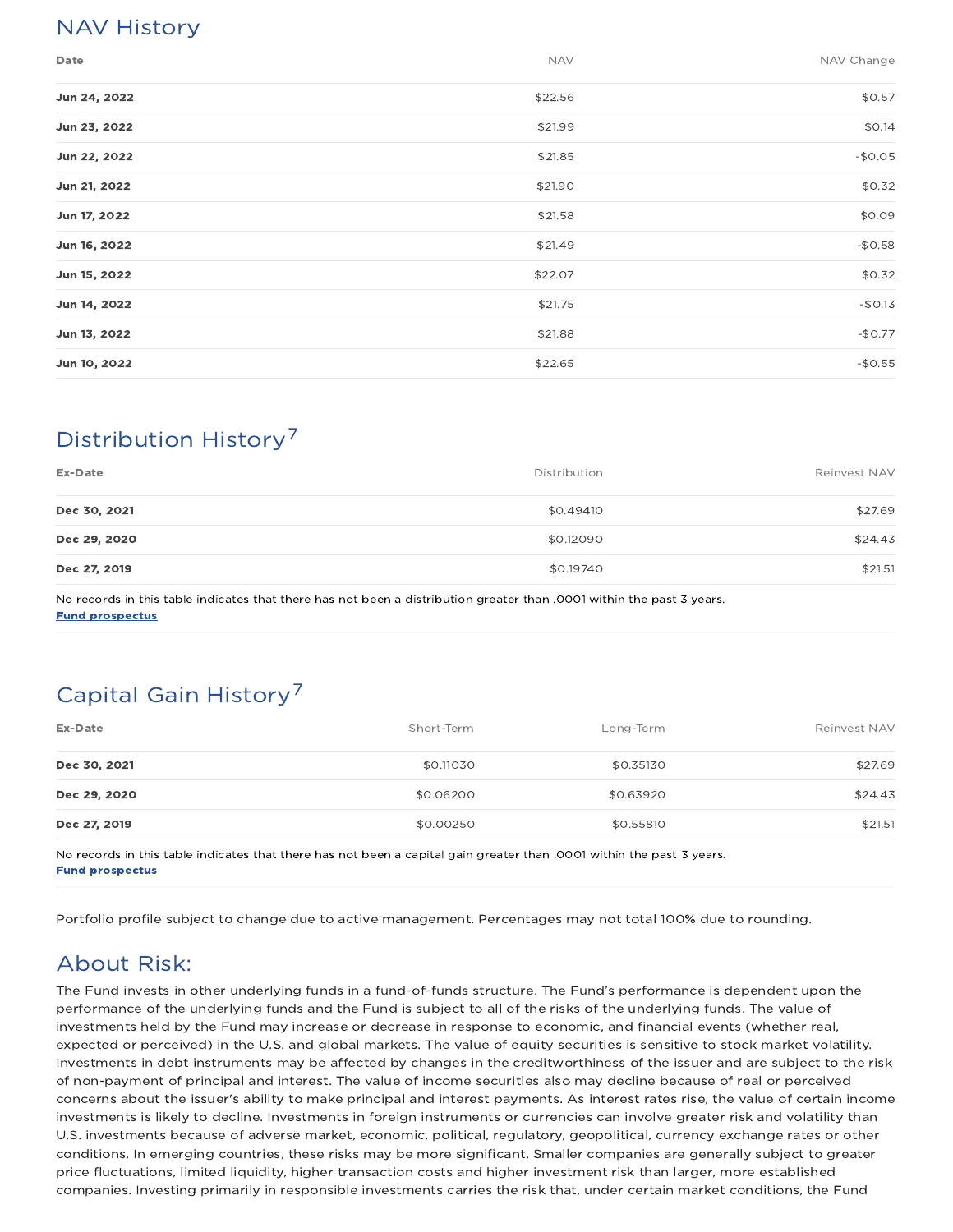## NAV History

| Date | NAV | NAV Change |
|---|---|---|
| **Jun 24, 2022** | $22.56 | $0.57 |
| **Jun 23, 2022** | $21.99 | $0.14 |
| **Jun 22, 2022** | $21.85 | -$0.05 |
| **Jun 21, 2022** | $21.90 | $0.32 |
| **Jun 17, 2022** | $21.58 | $0.09 |
| **Jun 16, 2022** | $21.49 | -$0.58 |
| **Jun 15, 2022** | $22.07 | $0.32 |
| **Jun 14, 2022** | $21.75 | -$0.13 |
| **Jun 13, 2022** | $21.88 | -$0.77 |
| **Jun 10, 2022** | $22.65 | -$0.55 |

## Distribution History[7]

| Ex-Date | Distribution | Reinvest NAV |
|---|---|---|
| **Dec 30, 2021** | $0.49410 | $27.69 |
| **Dec 29, 2020** | $0.12090 | $24.43 |
| **Dec 27, 2019** | $0.19740 | $21.51 |

No records in this table indicates that there has not been a distribution greater than .0001 within the past 3 years.
**Fund prospectus**

## Capital Gain History[7]

| Ex-Date | Short-Term | Long-Term | Reinvest NAV |
|---|---|---|---|
| **Dec 30, 2021** | $0.11030 | $0.35130 | $27.69 |
| **Dec 29, 2020** | $0.06200 | $0.63920 | $24.43 |
| **Dec 27, 2019** | $0.00250 | $0.55810 | $21.51 |

No records in this table indicates that there has not been a capital gain greater than .0001 within the past 3 years.
**Fund prospectus**

Portfolio profile subject to change due to active management. Percentages may not total 100% due to rounding.

## About Risk:

The Fund invests in other underlying funds in a fund-of-funds structure. The Fund's performance is dependent upon the performance of the underlying funds and the Fund is subject to all of the risks of the underlying funds. The value of investments held by the Fund may increase or decrease in response to economic, and financial events (whether real, expected or perceived) in the U.S. and global markets. The value of equity securities is sensitive to stock market volatility. Investments in debt instruments may be affected by changes in the creditworthiness of the issuer and are subject to the risk of non-payment of principal and interest. The value of income securities also may decline because of real or perceived concerns about the issuer's ability to make principal and interest payments. As interest rates rise, the value of certain income investments is likely to decline. Investments in foreign instruments or currencies can involve greater risk and volatility than U.S. investments because of adverse market, economic, political, regulatory, geopolitical, currency exchange rates or other conditions. In emerging countries, these risks may be more significant. Smaller companies are generally subject to greater price fluctuations, limited liquidity, higher transaction costs and higher investment risk than larger, more established companies. Investing primarily in responsible investments carries the risk that, under certain market conditions, the Fund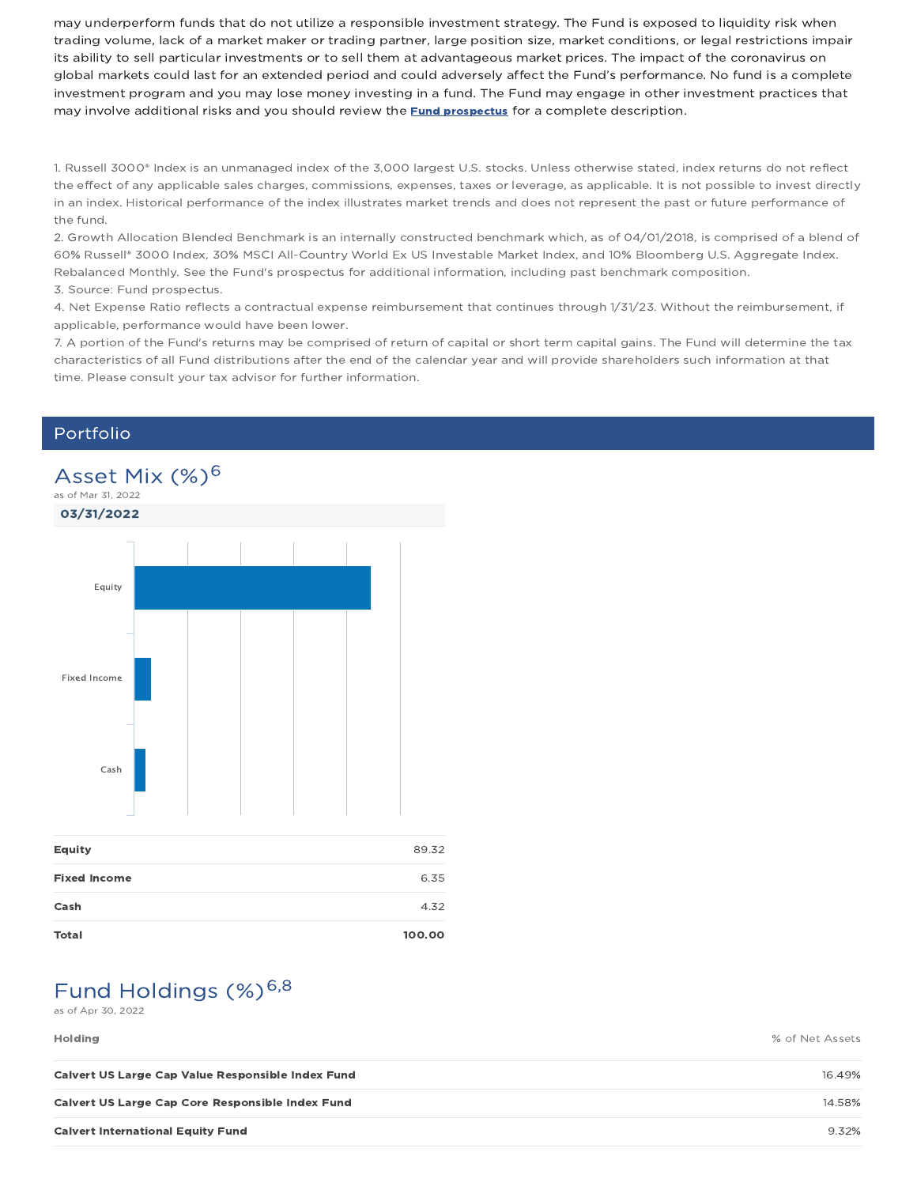may underperform funds that do not utilize a responsible investment strategy. The Fund is exposed to liquidity risk when trading volume, lack of a market maker or trading partner, large position size, market conditions, or legal restrictions impair its ability to sell particular investments or to sell them at advantageous market prices. The impact of the coronavirus on global markets could last for an extended period and could adversely affect the Fund's performance. No fund is a complete investment program and you may lose money investing in a fund. The Fund may engage in other investment practices that may involve additional risks and you should review the **Fund prospectus** for a complete description.

1. Russell 3000® Index is an unmanaged index of the 3,000 largest U.S. stocks. Unless otherwise stated, index returns do not reflect the effect of any applicable sales charges, commissions, expenses, taxes or leverage, as applicable. It is not possible to invest directly in an index. Historical performance of the index illustrates market trends and does not represent the past or future performance of the fund.
2. Growth Allocation Blended Benchmark is an internally constructed benchmark which, as of 04/01/2018, is comprised of a blend of 60% Russell® 3000 Index, 30% MSCI All-Country World Ex US Investable Market Index, and 10% Bloomberg U.S. Aggregate Index. Rebalanced Monthly. See the Fund's prospectus for additional information, including past benchmark composition.
3. Source: Fund prospectus.
4. Net Expense Ratio reflects a contractual expense reimbursement that continues through 1/31/23. Without the reimbursement, if applicable, performance would have been lower.
7. A portion of the Fund's returns may be comprised of return of capital or short term capital gains. The Fund will determine the tax characteristics of all Fund distributions after the end of the calendar year and will provide shareholders such information at that time. Please consult your tax advisor for further information.

## Portfolio

### Asset Mix (%)[6]

as of Mar 31, 2022

**03/31/2022**

| | |
|---|---|
| **Equity** | 89.32 |
| **Fixed Income** | 6.35 |
| **Cash** | 4.32 |
| **Total** | **100.00** |

### Fund Holdings (%)[6,8]

as of Apr 30, 2022

| Holding | % of Net Assets |
|---|---|
| **Calvert US Large Cap Value Responsible Index Fund** | 16.49% |
| **Calvert US Large Cap Core Responsible Index Fund** | 14.58% |
| **Calvert International Equity Fund** | 9.32% |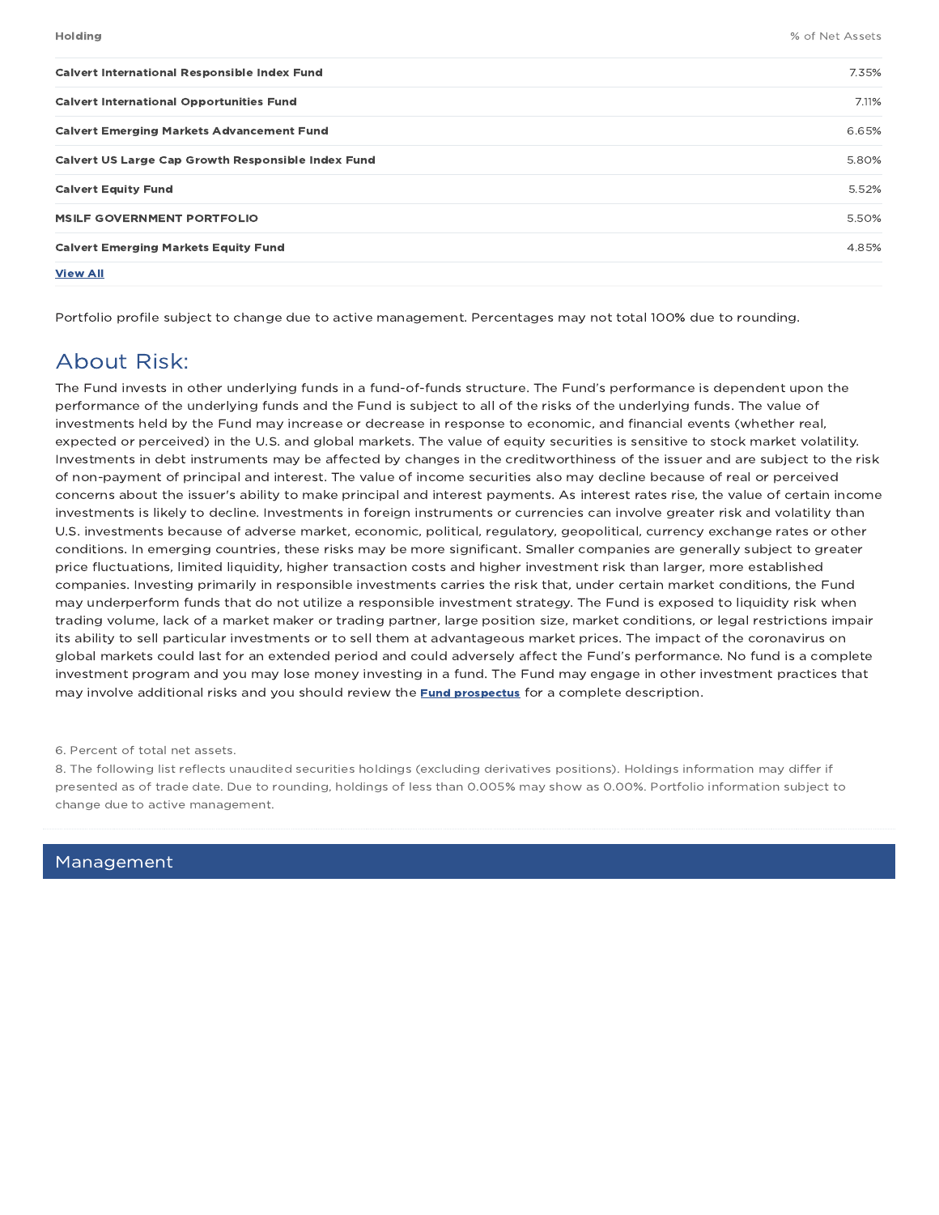| Holding | % of Net Assets |
| --- | --- |
| **Calvert International Responsible Index Fund** | 7.35% |
| **Calvert International Opportunities Fund** | 7.11% |
| **Calvert Emerging Markets Advancement Fund** | 6.65% |
| **Calvert US Large Cap Growth Responsible Index Fund** | 5.80% |
| **Calvert Equity Fund** | 5.52% |
| **MSILF GOVERNMENT PORTFOLIO** | 5.50% |
| **Calvert Emerging Markets Equity Fund** | 4.85% |

**View All**

Portfolio profile subject to change due to active management. Percentages may not total 100% due to rounding.

## About Risk:

The Fund invests in other underlying funds in a fund-of-funds structure. The Fund's performance is dependent upon the performance of the underlying funds and the Fund is subject to all of the risks of the underlying funds. The value of investments held by the Fund may increase or decrease in response to economic, and financial events (whether real, expected or perceived) in the U.S. and global markets. The value of equity securities is sensitive to stock market volatility. Investments in debt instruments may be affected by changes in the creditworthiness of the issuer and are subject to the risk of non-payment of principal and interest. The value of income securities also may decline because of real or perceived concerns about the issuer's ability to make principal and interest payments. As interest rates rise, the value of certain income investments is likely to decline. Investments in foreign instruments or currencies can involve greater risk and volatility than U.S. investments because of adverse market, economic, political, regulatory, geopolitical, currency exchange rates or other conditions. In emerging countries, these risks may be more significant. Smaller companies are generally subject to greater price fluctuations, limited liquidity, higher transaction costs and higher investment risk than larger, more established companies. Investing primarily in responsible investments carries the risk that, under certain market conditions, the Fund may underperform funds that do not utilize a responsible investment strategy. The Fund is exposed to liquidity risk when trading volume, lack of a market maker or trading partner, large position size, market conditions, or legal restrictions impair its ability to sell particular investments or to sell them at advantageous market prices. The impact of the coronavirus on global markets could last for an extended period and could adversely affect the Fund's performance. No fund is a complete investment program and you may lose money investing in a fund. The Fund may engage in other investment practices that may involve additional risks and you should review the **Fund prospectus** for a complete description.

6. Percent of total net assets.

8. The following list reflects unaudited securities holdings (excluding derivatives positions). Holdings information may differ if presented as of trade date. Due to rounding, holdings of less than 0.005% may show as 0.00%. Portfolio information subject to change due to active management.

## Management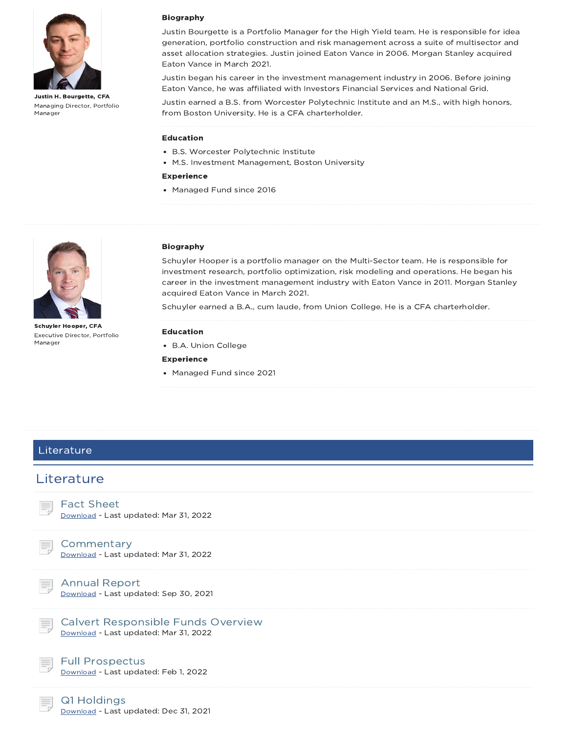**Justin H. Bourgette, CFA**
Managing Director, Portfolio Manager

**Biography**

Justin Bourgette is a Portfolio Manager for the High Yield team. He is responsible for idea generation, portfolio construction and risk management across a suite of multisector and asset allocation strategies. Justin joined Eaton Vance in 2006. Morgan Stanley acquired Eaton Vance in March 2021.

Justin began his career in the investment management industry in 2006. Before joining Eaton Vance, he was affiliated with Investors Financial Services and National Grid.

Justin earned a B.S. from Worcester Polytechnic Institute and an M.S., with high honors, from Boston University. He is a CFA charterholder.

**Education**

- B.S. Worcester Polytechnic Institute
- M.S. Investment Management, Boston University

**Experience**

- Managed Fund since 2016

**Schuyler Hooper, CFA**
Executive Director, Portfolio Manager

**Biography**

Schuyler Hooper is a portfolio manager on the Multi-Sector team. He is responsible for investment research, portfolio optimization, risk modeling and operations. He began his career in the investment management industry with Eaton Vance in 2011. Morgan Stanley acquired Eaton Vance in March 2021.

Schuyler earned a B.A., cum laude, from Union College. He is a CFA charterholder.

**Education**

- B.A. Union College

**Experience**

- Managed Fund since 2021

## Literature

## Literature

### Fact Sheet
Download - Last updated: Mar 31, 2022

### Commentary
Download - Last updated: Mar 31, 2022

### Annual Report
Download - Last updated: Sep 30, 2021

### Calvert Responsible Funds Overview
Download - Last updated: Mar 31, 2022

### Full Prospectus
Download - Last updated: Feb 1, 2022

### Q1 Holdings
Download - Last updated: Dec 31, 2021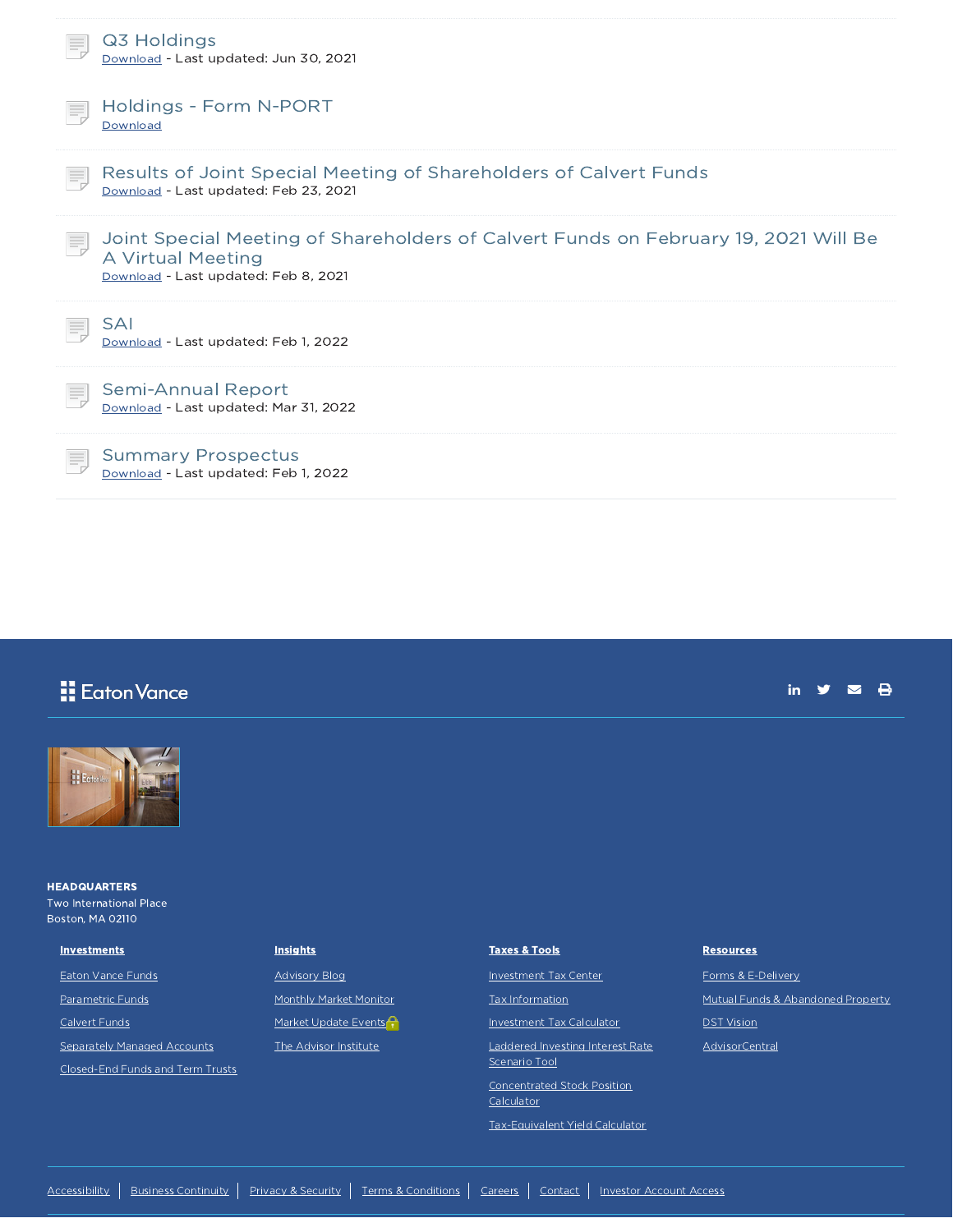### Q3 Holdings

Download - Last updated: Jun 30, 2021

### Holdings - Form N-PORT

Download

### Results of Joint Special Meeting of Shareholders of Calvert Funds

Download - Last updated: Feb 23, 2021

### Joint Special Meeting of Shareholders of Calvert Funds on February 19, 2021 Will Be A Virtual Meeting

Download - Last updated: Feb 8, 2021

### SAI

Download - Last updated: Feb 1, 2022

### Semi-Annual Report

Download - Last updated: Mar 31, 2022

### Summary Prospectus

Download - Last updated: Feb 1, 2022

Eaton Vance

**HEADQUARTERS**
Two International Place
Boston, MA 02110

**Investments**

- Eaton Vance Funds
- Parametric Funds
- Calvert Funds
- Separately Managed Accounts
- Closed-End Funds and Term Trusts

**Insights**

- Advisory Blog
- Monthly Market Monitor
- Market Update Events
- The Advisor Institute

**Taxes & Tools**

- Investment Tax Center
- Tax Information
- Investment Tax Calculator
- Laddered Investing Interest Rate Scenario Tool
- Concentrated Stock Position Calculator
- Tax-Equivalent Yield Calculator

**Resources**

- Forms & E-Delivery
- Mutual Funds & Abandoned Property
- DST Vision
- AdvisorCentral

Accessibility | Business Continuity | Privacy & Security | Terms & Conditions | Careers | Contact | Investor Account Access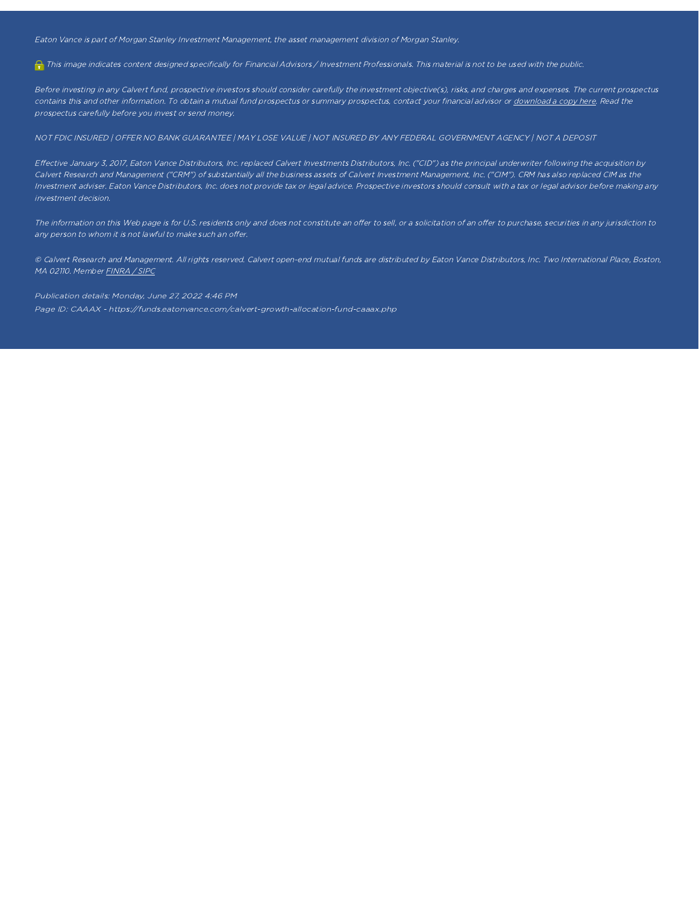*Eaton Vance is part of Morgan Stanley Investment Management, the asset management division of Morgan Stanley.*

*This image indicates content designed specifically for Financial Advisors / Investment Professionals. This material is not to be used with the public.*

*Before investing in any Calvert fund, prospective investors should consider carefully the investment objective(s), risks, and charges and expenses. The current prospectus contains this and other information. To obtain a mutual fund prospectus or summary prospectus, contact your financial advisor or download a copy here. Read the prospectus carefully before you invest or send money.*

*NOT FDIC INSURED | OFFER NO BANK GUARANTEE | MAY LOSE VALUE | NOT INSURED BY ANY FEDERAL GOVERNMENT AGENCY | NOT A DEPOSIT*

*Effective January 3, 2017, Eaton Vance Distributors, Inc. replaced Calvert Investments Distributors, Inc. ("CID") as the principal underwriter following the acquisition by Calvert Research and Management ("CRM") of substantially all the business assets of Calvert Investment Management, Inc. ("CIM"). CRM has also replaced CIM as the Investment adviser. Eaton Vance Distributors, Inc. does not provide tax or legal advice. Prospective investors should consult with a tax or legal advisor before making any investment decision.*

*The information on this Web page is for U.S. residents only and does not constitute an offer to sell, or a solicitation of an offer to purchase, securities in any jurisdiction to any person to whom it is not lawful to make such an offer.*

*© Calvert Research and Management. All rights reserved. Calvert open-end mutual funds are distributed by Eaton Vance Distributors, Inc. Two International Place, Boston, MA 02110. Member FINRA / SIPC*

*Publication details: Monday, June 27, 2022 4:46 PM*
*Page ID: CAAAX - https://funds.eatonvance.com/calvert-growth-allocation-fund-caaax.php*